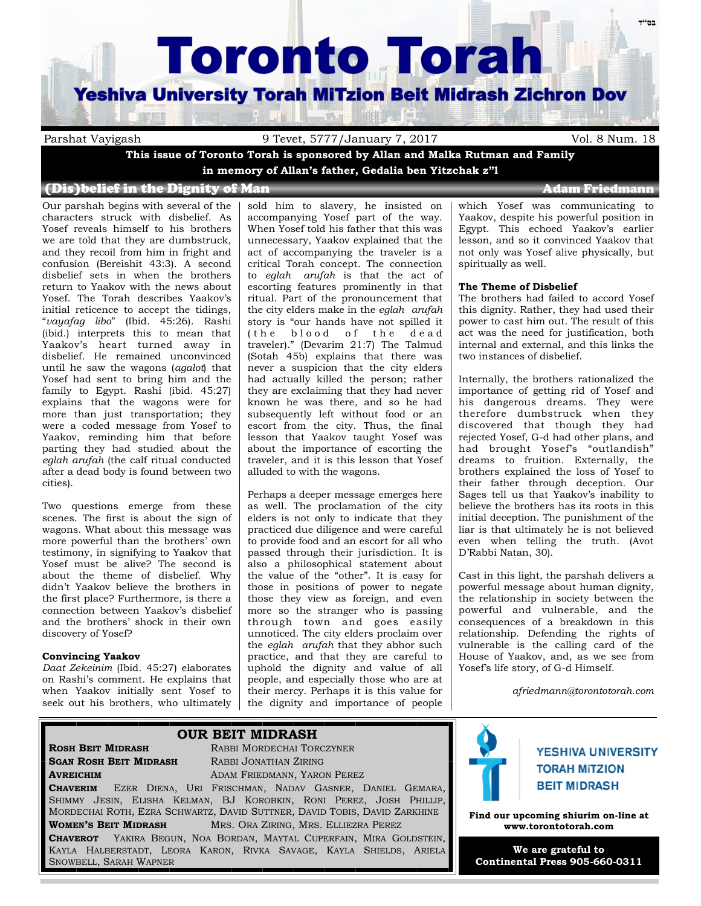בס"ד

# Toronto Torah

## Yeshiva University Torah MiTzion Beit Midrash Zichron Dov

Parshat Vayigash | 9 Tevet, 5777/January 7, 2017 | Vol. 8 Num. 18

**This issue of Toronto Torah is sponsored by Allan and Malka Rutman and Family in memory of Allan's father, Gedalia ben Yitzchak z"l**

## (Dis)belief in the Dignity of Man

**Adam Friedmann**

Our parshah begins with several of the characters struck with disbelief. As Yosef reveals himself to his brothers we are told that they are dumbstruck, and they recoil from him in fright and confusion (Bereishit 43:3). A second disbelief sets in when the brothers return to Yaakov with the news about Yosef. The Torah describes Yaakov's initial reticence to accept the tidings, "*vayafag libo*" (Ibid. 45:26). Rashi (ibid.) interprets this to mean that Yaakov's heart turned away in disbelief. He remained unconvinced until he saw the wagons (*agalot*) that Yosef had sent to bring him and the family to Egypt. Rashi (ibid. 45:27) explains that the wagons were for more than just transportation; they were a coded message from Yosef to Yaakov, reminding him that before parting they had studied about the *eglah arufah* (the calf ritual conducted after a dead body is found between two cities).

Two questions emerge from these scenes. The first is about the sign of wagons. What about this message was more powerful than the brothers' own testimony, in signifying to Yaakov that Yosef must be alive? The second is about the theme of disbelief. Why didn't Yaakov believe the brothers in the first place? Furthermore, is there a connection between Yaakov's disbelief and the brothers' shock in their own discovery of Yosef?

### Convincing Yaakov

*Daat Zekeinim* (Ibid. 45:27) elaborates on Rashi's comment. He explains that when Yaakov initially sent Yosef to seek out his brothers, who ultimately sold him to slavery, he insisted on accompanying Yosef part of the way. When Yosef told his father that this was unnecessary, Yaakov explained that the act of accompanying the traveler is a critical Torah concept. The connection to *eglah arufah* is that the act of escorting features prominently in that ritual. Part of the pronouncement that the city elders make in the *eglah arufah* story is "our hands have not spilled it (the blood of the dead traveler)." (Devarim 21:7) The Talmud (Sotah 45b) explains that there was never a suspicion that the city elders had actually killed the person; rather they are exclaiming that they had never known he was there, and so he had subsequently left without food or an escort from the city. Thus, the final lesson that Yaakov taught Yosef was about the importance of escorting the traveler, and it is this lesson that Yosef alluded to with the wagons.

Perhaps a deeper message emerges here as well. The proclamation of the city elders is not only to indicate that they practiced due diligence and were careful to provide food and an escort for all who passed through their jurisdiction. It is also a philosophical statement about the value of the "other". It is easy for those in positions of power to negate those they view as foreign, and even more so the stranger who is passing through town and goes easily unnoticed. The city elders proclaim over the *eglah arufah* that they abhor such practice, and that they are careful to uphold the dignity and value of all people, and especially those who are at their mercy. Perhaps it is this value for the dignity and importance of people which Yosef was communicating to Yaakov, despite his powerful position in Egypt. This echoed Yaakov's earlier lesson, and so it convinced Yaakov that not only was Yosef alive physically, but spiritually as well.

### The Theme of Disbelief

The brothers had failed to accord Yosef this dignity. Rather, they had used their power to cast him out. The result of this act was the need for justification, both internal and external, and this links the two instances of disbelief.

Internally, the brothers rationalized the importance of getting rid of Yosef and his dangerous dreams. They were therefore dumbstruck when they discovered that though they had rejected Yosef, G-d had other plans, and had brought Yosef's "outlandish" dreams to fruition. Externally, the brothers explained the loss of Yosef to their father through deception. Our Sages tell us that Yaakov's inability to believe the brothers has its roots in this initial deception. The punishment of the liar is that ultimately he is not believed even when telling the truth. (Avot D'Rabbi Natan, 30).

Cast in this light, the parshah delivers a powerful message about human dignity, the relationship in society between the powerful and vulnerable, and the consequences of a breakdown in this relationship. Defending the rights of vulnerable is the calling card of the House of Yaakov, and, as we see from Yosef's life story, of G-d Himself.

*afriedmann@torontotorah.com*

## OUR BEIT MIDRASH

**Rosh Beit Midrash** Rabbi Mordechai Torczyner

**Sgan Rosh Beit Midrash** Rabbi Jonathan Ziring

**Avreichim** Adam Friedmann, Yaron Perez

**Chaverim** Ezer Diena, Uri Frischman, Nadav Gasner, Daniel Gemara, Shimmy Jesin, Elisha Kelman, BJ Korobkin, Roni Perez, Josh Phillip, Mordechai Roth, Ezra Schwartz, David Suttner, David Tobis, David Zarkhine

**Women's Beit Midrash** Mrs. Ora Ziring, Mrs. Elliezra Perez

**Chaverot** Yakira Begun, Noa Bordan, Maytal Cuperfain, Mira Goldstein, Kayla Halberstadt, Leora Karon, Rivka Savage, Kayla Shields, Ariela Snowbell, Sarah Wapner

YESHIVA UNIVERSITY TORAH MiTZION BEIT MIDRASH

**Find our upcoming shiurim on-line at www.torontotorah.com**

**We are grateful to Continental Press 905-660-0311**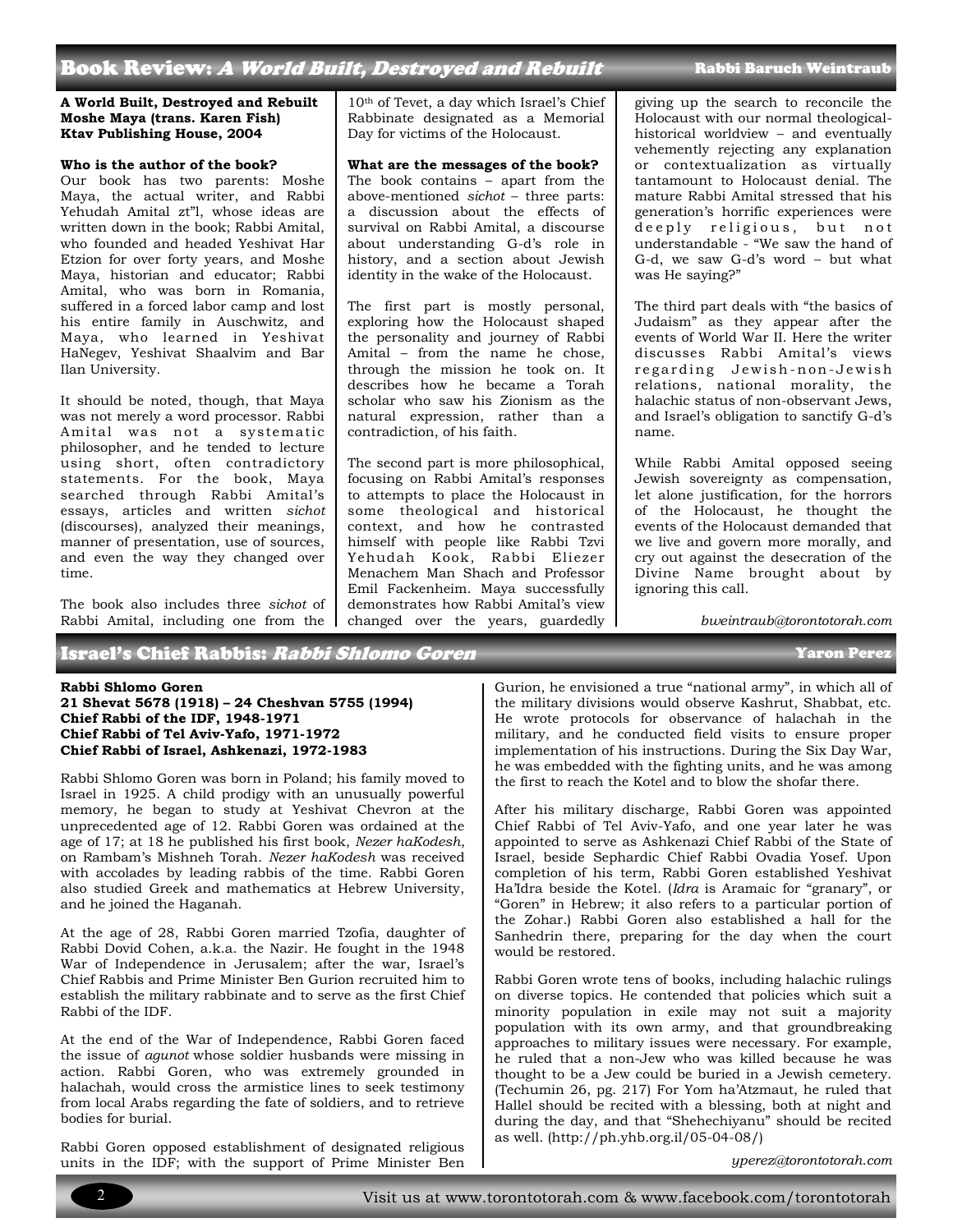## Book Review: *A World Built, Destroyed and Rebuilt*

Rabbi Baruch Weintraub

**A World Built, Destroyed and Rebuilt**
**Moshe Maya (trans. Karen Fish)**
**Ktav Publishing House, 2004**

**Who is the author of the book?**

Our book has two parents: Moshe Maya, the actual writer, and Rabbi Yehudah Amital zt"l, whose ideas are written down in the book; Rabbi Amital, who founded and headed Yeshivat Har Etzion for over forty years, and Moshe Maya, historian and educator; Rabbi Amital, who was born in Romania, suffered in a forced labor camp and lost his entire family in Auschwitz, and Maya, who learned in Yeshivat HaNegev, Yeshivat Shaalvim and Bar Ilan University.

It should be noted, though, that Maya was not merely a word processor. Rabbi Amital was not a systematic philosopher, and he tended to lecture using short, often contradictory statements. For the book, Maya searched through Rabbi Amital's essays, articles and written *sichot* (discourses), analyzed their meanings, manner of presentation, use of sources, and even the way they changed over time.

The book also includes three *sichot* of Rabbi Amital, including one from the 10th of Tevet, a day which Israel's Chief Rabbinate designated as a Memorial Day for victims of the Holocaust.

**What are the messages of the book?**

The book contains – apart from the above-mentioned *sichot* – three parts: a discussion about the effects of survival on Rabbi Amital, a discourse about understanding G-d's role in history, and a section about Jewish identity in the wake of the Holocaust.

The first part is mostly personal, exploring how the Holocaust shaped the personality and journey of Rabbi Amital – from the name he chose, through the mission he took on. It describes how he became a Torah scholar who saw his Zionism as the natural expression, rather than a contradiction, of his faith.

The second part is more philosophical, focusing on Rabbi Amital's responses to attempts to place the Holocaust in some theological and historical context, and how he contrasted himself with people like Rabbi Tzvi Yehudah Kook, Rabbi Eliezer Menachem Man Shach and Professor Emil Fackenheim. Maya successfully demonstrates how Rabbi Amital's view changed over the years, guardedly giving up the search to reconcile the Holocaust with our normal theological-historical worldview – and eventually vehemently rejecting any explanation or contextualization as virtually tantamount to Holocaust denial. The mature Rabbi Amital stressed that his generation's horrific experiences were deeply religious, but not understandable - "We saw the hand of G-d, we saw G-d's word – but what was He saying?"

The third part deals with "the basics of Judaism" as they appear after the events of World War II. Here the writer discusses Rabbi Amital's views regarding Jewish-non-Jewish relations, national morality, the halachic status of non-observant Jews, and Israel's obligation to sanctify G-d's name.

While Rabbi Amital opposed seeing Jewish sovereignty as compensation, let alone justification, for the horrors of the Holocaust, he thought the events of the Holocaust demanded that we live and govern more morally, and cry out against the desecration of the Divine Name brought about by ignoring this call.

*bweintraub@torontotorah.com*

## Israel's Chief Rabbis: *Rabbi Shlomo Goren*

Yaron Perez

**Rabbi Shlomo Goren**
**21 Shevat 5678 (1918) – 24 Cheshvan 5755 (1994)**
**Chief Rabbi of the IDF, 1948-1971**
**Chief Rabbi of Tel Aviv-Yafo, 1971-1972**
**Chief Rabbi of Israel, Ashkenazi, 1972-1983**

Rabbi Shlomo Goren was born in Poland; his family moved to Israel in 1925. A child prodigy with an unusually powerful memory, he began to study at Yeshivat Chevron at the unprecedented age of 12. Rabbi Goren was ordained at the age of 17; at 18 he published his first book, *Nezer haKodesh*, on Rambam's Mishneh Torah. *Nezer haKodesh* was received with accolades by leading rabbis of the time. Rabbi Goren also studied Greek and mathematics at Hebrew University, and he joined the Haganah.

At the age of 28, Rabbi Goren married Tzofia, daughter of Rabbi Dovid Cohen, a.k.a. the Nazir. He fought in the 1948 War of Independence in Jerusalem; after the war, Israel's Chief Rabbis and Prime Minister Ben Gurion recruited him to establish the military rabbinate and to serve as the first Chief Rabbi of the IDF.

At the end of the War of Independence, Rabbi Goren faced the issue of *agunot* whose soldier husbands were missing in action. Rabbi Goren, who was extremely grounded in halachah, would cross the armistice lines to seek testimony from local Arabs regarding the fate of soldiers, and to retrieve bodies for burial.

Rabbi Goren opposed establishment of designated religious units in the IDF; with the support of Prime Minister Ben Gurion, he envisioned a true "national army", in which all of the military divisions would observe Kashrut, Shabbat, etc. He wrote protocols for observance of halachah in the military, and he conducted field visits to ensure proper implementation of his instructions. During the Six Day War, he was embedded with the fighting units, and he was among the first to reach the Kotel and to blow the shofar there.

After his military discharge, Rabbi Goren was appointed Chief Rabbi of Tel Aviv-Yafo, and one year later he was appointed to serve as Ashkenazi Chief Rabbi of the State of Israel, beside Sephardic Chief Rabbi Ovadia Yosef. Upon completion of his term, Rabbi Goren established Yeshivat Ha'Idra beside the Kotel. (*Idra* is Aramaic for "granary", or "Goren" in Hebrew; it also refers to a particular portion of the Zohar.) Rabbi Goren also established a hall for the Sanhedrin there, preparing for the day when the court would be restored.

Rabbi Goren wrote tens of books, including halachic rulings on diverse topics. He contended that policies which suit a minority population in exile may not suit a majority population with its own army, and that groundbreaking approaches to military issues were necessary. For example, he ruled that a non-Jew who was killed because he was thought to be a Jew could be buried in a Jewish cemetery. (Techumin 26, pg. 217) For Yom ha'Atzmaut, he ruled that Hallel should be recited with a blessing, both at night and during the day, and that "Shehechiyanu" should be recited as well. (http://ph.yhb.org.il/05-04-08/)

*yperez@torontotorah.com*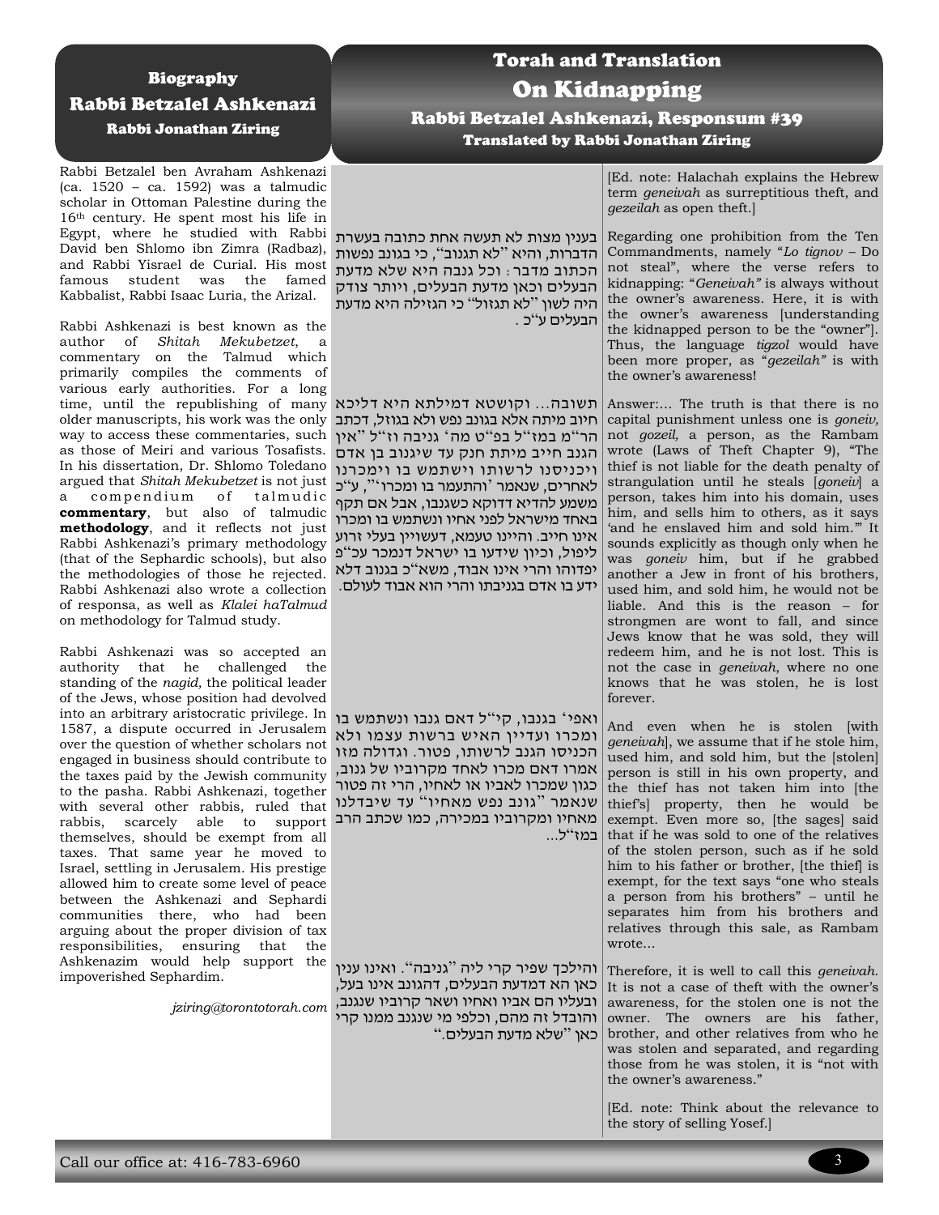## Biography

### Rabbi Betzalel Ashkenazi

#### Rabbi Jonathan Ziring

Rabbi Betzalel ben Avraham Ashkenazi (ca. 1520 – ca. 1592) was a talmudic scholar in Ottoman Palestine during the 16th century. He spent most his life in Egypt, where he studied with Rabbi David ben Shlomo ibn Zimra (Radbaz), and Rabbi Yisrael de Curial. His most famous student was the famed Kabbalist, Rabbi Isaac Luria, the Arizal.

Rabbi Ashkenazi is best known as the author of *Shitah Mekubetzet*, a commentary on the Talmud which primarily compiles the comments of various early authorities. For a long time, until the republishing of many older manuscripts, his work was the only way to access these commentaries, such as those of Meiri and various Tosafists. In his dissertation, Dr. Shlomo Toledano argued that *Shitah Mekubetzet* is not just a compendium of talmudic **commentary**, but also of talmudic **methodology**, and it reflects not just Rabbi Ashkenazi's primary methodology (that of the Sephardic schools), but also the methodologies of those he rejected. Rabbi Ashkenazi also wrote a collection of responsa, as well as *Klalei haTalmud* on methodology for Talmud study.

Rabbi Ashkenazi was so accepted an authority that he challenged the standing of the *nagid,* the political leader of the Jews, whose position had devolved into an arbitrary aristocratic privilege. In 1587, a dispute occurred in Jerusalem over the question of whether scholars not engaged in business should contribute to the taxes paid by the Jewish community to the pasha. Rabbi Ashkenazi, together with several other rabbis, ruled that rabbis, scarcely able to support themselves, should be exempt from all taxes. That same year he moved to Israel, settling in Jerusalem. His prestige allowed him to create some level of peace between the Ashkenazi and Sephardi communities there, who had been arguing about the proper division of tax responsibilities, ensuring that the Ashkenazim would help support the impoverished Sephardim.

*jziring@torontotorah.com*

## Torah and Translation

### On Kidnapping

#### Rabbi Betzalel Ashkenazi, Responsum #39

##### Translated by Rabbi Jonathan Ziring

[Ed. note: Halachah explains the Hebrew term *geneivah* as surreptitious theft, and *gezeilah* as open theft.]

בענין מצות לא תעשה אחת כתובה בעשרת הדברות, והיא "לא תגנוב", כי בגונב נפשות הכתוב מדבר: וכל גנבה היא שלא מדעת הבעלים וכאן מדעת הבעלים, ויותר צודק היה לשון "לא תגזול" כי הגזילה היא מדעת הבעלים ע"כ.

Regarding one prohibition from the Ten Commandments, namely "*Lo tignov* – Do not steal", where the verse refers to kidnapping: "*Geneivah"* is always without the owner's awareness. Here, it is with the owner's awareness [understanding the kidnapped person to be the "owner"]. Thus, the language *tigzol* would have been more proper, as "*gezeilah"* is with the owner's awareness!

תשובה... וקושטא דמילתא היא דליכא חיוב מיתה אלא בגונב נפש ולא בגוזל, דכתב הר"מ במז"ל בפ"ט מה' גניבה וז"ל "אין הגנב חייב מיתת חנק עד שיגנוב בן אדם ויכניסנו לרשותו וישתמש בו וימכרנו לאחרים, שנאמר 'והתעמר בו ומכרו'", ע"כ משמע להדיא דדוקא כשגנבו, אבל אם תקף באחד מישראל לפני אחיו ונשתמש בו ומכרו אינו חייב. והיינו טעמא, דעשויין בעלי זרוע ליפול, וכיון שידעו בו ישראל דנמכר עכ"פ יפדוהו והרי אינו אבוד, משא"כ בגונב דלא ידע בו אדם בגניבתו והרי הוא אבוד לעולם.

Answer:... The truth is that there is no capital punishment unless one is *goneiv,* not *gozeil,* a person, as the Rambam wrote (Laws of Theft Chapter 9), "The thief is not liable for the death penalty of strangulation until he steals [*goneiv*] a person, takes him into his domain, uses him, and sells him to others, as it says 'and he enslaved him and sold him.'" It sounds explicitly as though only when he was *goneiv* him, but if he grabbed another a Jew in front of his brothers, used him, and sold him, he would not be liable. And this is the reason – for strongmen are wont to fall, and since Jews know that he was sold, they will redeem him, and he is not lost. This is not the case in *geneivah*, where no one knows that he was stolen, he is lost forever.

ואפי' בגנבו, קי"ל דאם גנבו ונשתמש בו ומכרו ועדיין האיש ברשות עצמו ולא הכניסו הגנב לרשותו, פטור. וגדולה מזו אמרו דאם מכרו לאחד מקרוביו של גנוב, כגון שמכרו לאביו או לאחיו, הרי זה פטור שנאמר "גונב נפש מאחיו" עד שיבדלנו מאחיו ומקרוביו במכירה, כמו שכתב הרב במז"ל...

And even when he is stolen [with *geneivah*], we assume that if he stole him, used him, and sold him, but the [stolen] person is still in his own property, and the thief has not taken him into [the thief's] property, then he would be exempt. Even more so, [the sages] said that if he was sold to one of the relatives of the stolen person, such as if he sold him to his father or brother, [the thief] is exempt, for the text says "one who steals a person from his brothers" – until he separates him from his brothers and relatives through this sale, as Rambam wrote...

והילכך שפיר קרי ליה "גניבה". ואינו ענין כאן הא דמדעת הבעלים, דהגונב אינו בעל, ובעליו הם אביו ואחיו ושאר קרוביו שנגנב, והובדל זה מהם, וכלפי מי שנגנב ממנו קרי כאן "שלא מדעת הבעלים."

Therefore, it is well to call this *geneivah.* It is not a case of theft with the owner's awareness, for the stolen one is not the owner. The owners are his father, brother, and other relatives from who he was stolen and separated, and regarding those from he was stolen, it is "not with the owner's awareness."

[Ed. note: Think about the relevance to the story of selling Yosef.]

Call our office at: 416-783-6960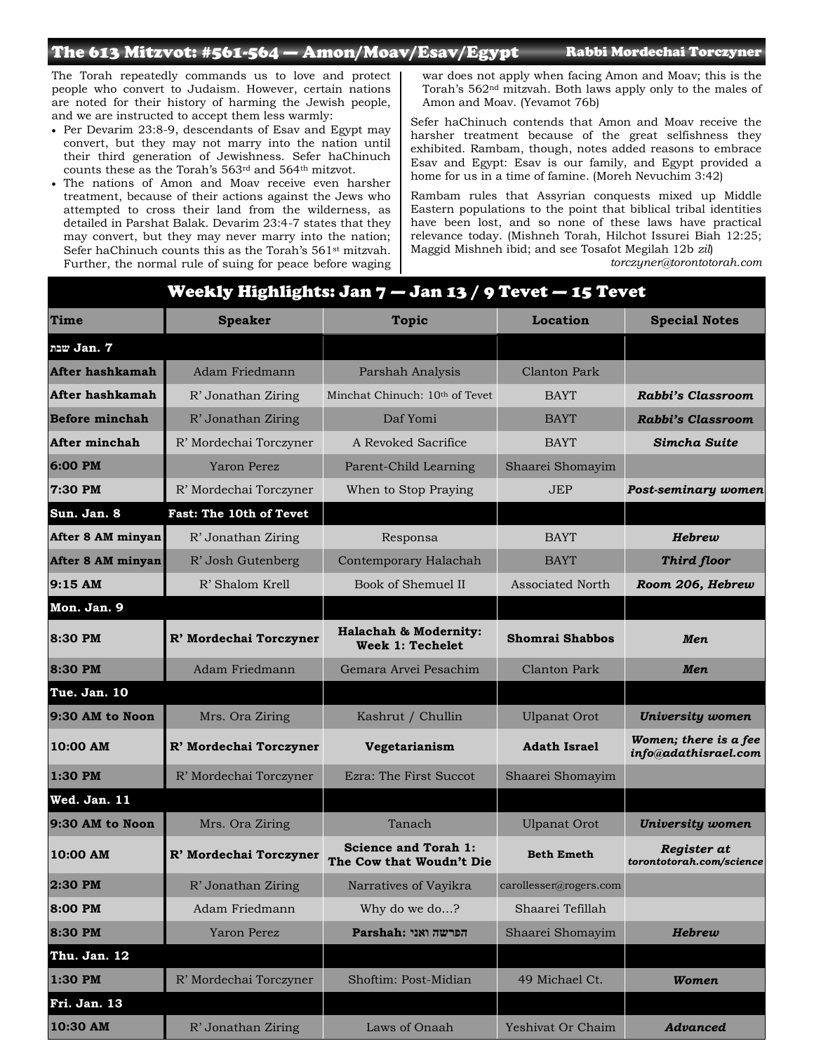## The 613 Mitzvot: #561-564 — Amon/Moav/Esav/Egypt

**Rabbi Mordechai Torczyner**

The Torah repeatedly commands us to love and protect people who convert to Judaism. However, certain nations are noted for their history of harming the Jewish people, and we are instructed to accept them less warmly:

- Per Devarim 23:8-9, descendants of Esav and Egypt may convert, but they may not marry into the nation until their third generation of Jewishness. Sefer haChinuch counts these as the Torah's 563rd and 564th mitzvot.
- The nations of Amon and Moav receive even harsher treatment, because of their actions against the Jews who attempted to cross their land from the wilderness, as detailed in Parshat Balak. Devarim 23:4-7 states that they may convert, but they may never marry into the nation; Sefer haChinuch counts this as the Torah's 561st mitzvah. Further, the normal rule of suing for peace before waging war does not apply when facing Amon and Moav; this is the Torah's 562nd mitzvah. Both laws apply only to the males of Amon and Moav. (Yevamot 76b)

Sefer haChinuch contends that Amon and Moav receive the harsher treatment because of the great selfishness they exhibited. Rambam, though, notes added reasons to embrace Esav and Egypt: Esav is our family, and Egypt provided a home for us in a time of famine. (Moreh Nevuchim 3:42)

Rambam rules that Assyrian conquests mixed up Middle Eastern populations to the point that biblical tribal identities have been lost, and so none of these laws have practical relevance today. (Mishneh Torah, Hilchot Issurei Biah 12:25; Maggid Mishneh ibid; and see Tosafot Megilah 12b *zil*)

*torczyner@torontotorah.com*

## Weekly Highlights: Jan 7 — Jan 13 / 9 Tevet — 15 Tevet

| Time | Speaker | Topic | Location | Special Notes |
|---|---|---|---|---|
| **שבת Jan. 7** | | | | |
| After hashkamah | Adam Friedmann | Parshah Analysis | Clanton Park | |
| After hashkamah | R' Jonathan Ziring | Minchat Chinuch: 10th of Tevet | BAYT | ***Rabbi's Classroom*** |
| Before minchah | R' Jonathan Ziring | Daf Yomi | BAYT | ***Rabbi's Classroom*** |
| After minchah | R' Mordechai Torczyner | A Revoked Sacrifice | BAYT | ***Simcha Suite*** |
| 6:00 PM | Yaron Perez | Parent-Child Learning | Shaarei Shomayim | |
| 7:30 PM | R' Mordechai Torczyner | When to Stop Praying | JEP | ***Post-seminary women*** |
| **Sun. Jan. 8** | **Fast: The 10th of Tevet** | | | |
| After 8 AM minyan | R' Jonathan Ziring | Responsa | BAYT | ***Hebrew*** |
| After 8 AM minyan | R' Josh Gutenberg | Contemporary Halachah | BAYT | ***Third floor*** |
| 9:15 AM | R' Shalom Krell | Book of Shemuel II | Associated North | ***Room 206, Hebrew*** |
| **Mon. Jan. 9** | | | | |
| 8:30 PM | **R' Mordechai Torczyner** | **Halachah & Modernity: Week 1: Techelet** | **Shomrai Shabbos** | ***Men*** |
| 8:30 PM | Adam Friedmann | Gemara Arvei Pesachim | Clanton Park | ***Men*** |
| **Tue. Jan. 10** | | | | |
| 9:30 AM to Noon | Mrs. Ora Ziring | Kashrut / Chullin | Ulpanat Orot | ***University women*** |
| 10:00 AM | **R' Mordechai Torczyner** | **Vegetarianism** | **Adath Israel** | ***Women; there is a fee info@adathisrael.com*** |
| 1:30 PM | R' Mordechai Torczyner | Ezra: The First Succot | Shaarei Shomayim | |
| **Wed. Jan. 11** | | | | |
| 9:30 AM to Noon | Mrs. Ora Ziring | Tanach | Ulpanat Orot | ***University women*** |
| 10:00 AM | **R' Mordechai Torczyner** | **Science and Torah 1: The Cow that Woudn't Die** | **Beth Emeth** | ***Register at torontotorah.com/science*** |
| 2:30 PM | R' Jonathan Ziring | Narratives of Vayikra | carollesser@rogers.com | |
| 8:00 PM | Adam Friedmann | Why do we do…? | Shaarei Tefillah | |
| 8:30 PM | Yaron Perez | **Parshah: הפרשה ואני** | Shaarei Shomayim | ***Hebrew*** |
| **Thu. Jan. 12** | | | | |
| 1:30 PM | R' Mordechai Torczyner | Shoftim: Post-Midian | 49 Michael Ct. | ***Women*** |
| **Fri. Jan. 13** | | | | |
| 10:30 AM | R' Jonathan Ziring | Laws of Onaah | Yeshivat Or Chaim | ***Advanced*** |